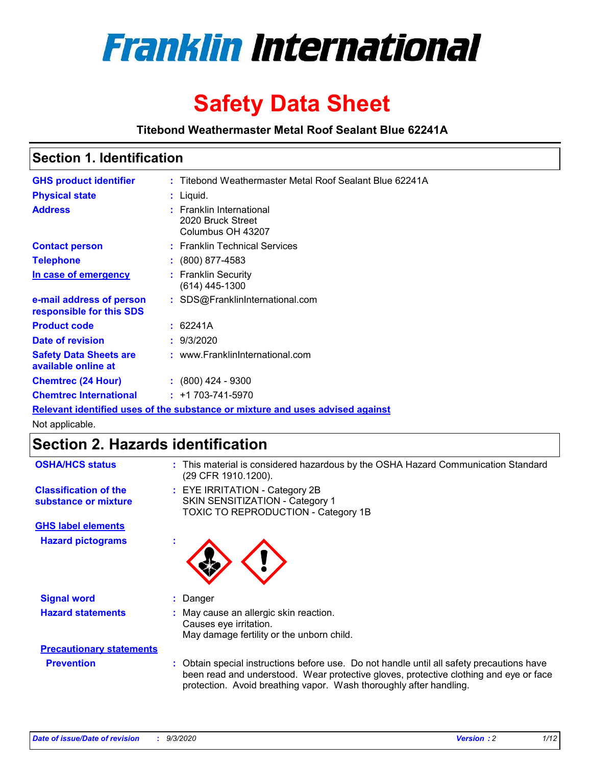# Franklin International

# Safety Data Sheet

**Titebond Weathermaster Metal Roof Sealant Blue 62241A**

## Section 1. Identification

| | | |
|---|---|---|
| **GHS product identifier** | : | Titebond Weathermaster Metal Roof Sealant Blue 62241A |
| **Physical state** | : | Liquid. |
| **Address** | : | Franklin International<br>2020 Bruck Street<br>Columbus OH 43207 |
| **Contact person** | : | Franklin Technical Services |
| **Telephone** | : | (800) 877-4583 |
| **In case of emergency** | : | Franklin Security<br>(614) 445-1300 |
| **e-mail address of person responsible for this SDS** | : | SDS@FranklinInternational.com |
| **Product code** | : | 62241A |
| **Date of revision** | : | 9/3/2020 |
| **Safety Data Sheets are available online at** | : | www.FranklinInternational.com |
| **Chemtrec (24 Hour)** | : | (800) 424 - 9300 |
| **Chemtrec International** | : | +1 703-741-5970 |

**Relevant identified uses of the substance or mixture and uses advised against**

Not applicable.

## Section 2. Hazards identification

| | | |
|---|---|---|
| **OSHA/HCS status** | : | This material is considered hazardous by the OSHA Hazard Communication Standard (29 CFR 1910.1200). |
| **Classification of the substance or mixture** | : | EYE IRRITATION - Category 2B<br>SKIN SENSITIZATION - Category 1<br>TOXIC TO REPRODUCTION - Category 1B |

**GHS label elements**

| | | |
|---|---|---|
| **Hazard pictograms** | : | |
| **Signal word** | : | Danger |
| **Hazard statements** | : | May cause an allergic skin reaction.<br>Causes eye irritation.<br>May damage fertility or the unborn child. |

**Precautionary statements**

| | | |
|---|---|---|
| **Prevention** | : | Obtain special instructions before use. Do not handle until all safety precautions have been read and understood. Wear protective gloves, protective clothing and eye or face protection. Avoid breathing vapor. Wash thoroughly after handling. |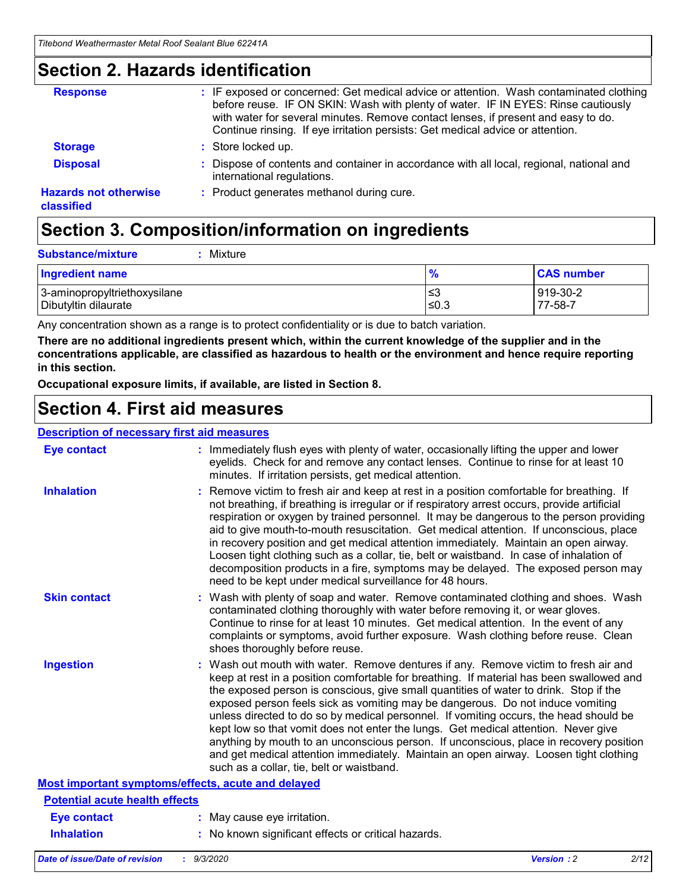## Section 2. Hazards identification

**Response** : IF exposed or concerned: Get medical advice or attention. Wash contaminated clothing before reuse. IF ON SKIN: Wash with plenty of water. IF IN EYES: Rinse cautiously with water for several minutes. Remove contact lenses, if present and easy to do. Continue rinsing. If eye irritation persists: Get medical advice or attention.

**Storage** : Store locked up.

**Disposal** : Dispose of contents and container in accordance with all local, regional, national and international regulations.

**Hazards not otherwise classified** : Product generates methanol during cure.

## Section 3. Composition/information on ingredients

**Substance/mixture** : Mixture

| Ingredient name | % | CAS number |
| --- | --- | --- |
| 3-aminopropyltriethoxysilane | ≤3 | 919-30-2 |
| Dibutyltin dilaurate | ≤0.3 | 77-58-7 |

Any concentration shown as a range is to protect confidentiality or is due to batch variation.

**There are no additional ingredients present which, within the current knowledge of the supplier and in the concentrations applicable, are classified as hazardous to health or the environment and hence require reporting in this section.**

**Occupational exposure limits, if available, are listed in Section 8.**

## Section 4. First aid measures

### Description of necessary first aid measures

**Eye contact** : Immediately flush eyes with plenty of water, occasionally lifting the upper and lower eyelids. Check for and remove any contact lenses. Continue to rinse for at least 10 minutes. If irritation persists, get medical attention.

**Inhalation** : Remove victim to fresh air and keep at rest in a position comfortable for breathing. If not breathing, if breathing is irregular or if respiratory arrest occurs, provide artificial respiration or oxygen by trained personnel. It may be dangerous to the person providing aid to give mouth-to-mouth resuscitation. Get medical attention. If unconscious, place in recovery position and get medical attention immediately. Maintain an open airway. Loosen tight clothing such as a collar, tie, belt or waistband. In case of inhalation of decomposition products in a fire, symptoms may be delayed. The exposed person may need to be kept under medical surveillance for 48 hours.

**Skin contact** : Wash with plenty of soap and water. Remove contaminated clothing and shoes. Wash contaminated clothing thoroughly with water before removing it, or wear gloves. Continue to rinse for at least 10 minutes. Get medical attention. In the event of any complaints or symptoms, avoid further exposure. Wash clothing before reuse. Clean shoes thoroughly before reuse.

**Ingestion** : Wash out mouth with water. Remove dentures if any. Remove victim to fresh air and keep at rest in a position comfortable for breathing. If material has been swallowed and the exposed person is conscious, give small quantities of water to drink. Stop if the exposed person feels sick as vomiting may be dangerous. Do not induce vomiting unless directed to do so by medical personnel. If vomiting occurs, the head should be kept low so that vomit does not enter the lungs. Get medical attention. Never give anything by mouth to an unconscious person. If unconscious, place in recovery position and get medical attention immediately. Maintain an open airway. Loosen tight clothing such as a collar, tie, belt or waistband.

### Most important symptoms/effects, acute and delayed

#### Potential acute health effects

**Eye contact** : May cause eye irritation.

**Inhalation** : No known significant effects or critical hazards.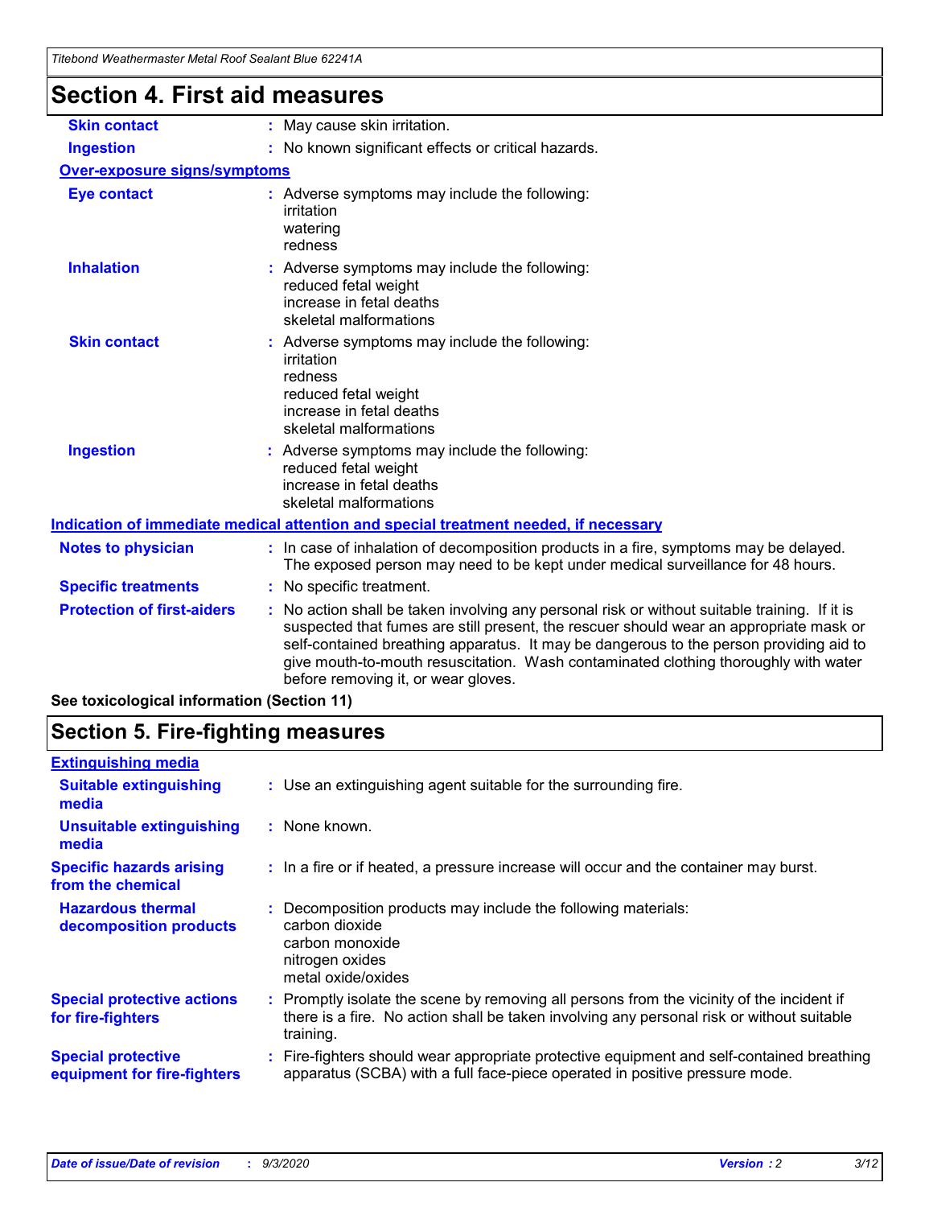## Section 4. First aid measures

| | |
|---|---|
| **Skin contact** | : May cause skin irritation. |
| **Ingestion** | : No known significant effects or critical hazards. |

**Over-exposure signs/symptoms**

| | |
|---|---|
| **Eye contact** | : Adverse symptoms may include the following:<br>irritation<br>watering<br>redness |
| **Inhalation** | : Adverse symptoms may include the following:<br>reduced fetal weight<br>increase in fetal deaths<br>skeletal malformations |
| **Skin contact** | : Adverse symptoms may include the following:<br>irritation<br>redness<br>reduced fetal weight<br>increase in fetal deaths<br>skeletal malformations |
| **Ingestion** | : Adverse symptoms may include the following:<br>reduced fetal weight<br>increase in fetal deaths<br>skeletal malformations |

**Indication of immediate medical attention and special treatment needed, if necessary**

| | |
|---|---|
| **Notes to physician** | : In case of inhalation of decomposition products in a fire, symptoms may be delayed. The exposed person may need to be kept under medical surveillance for 48 hours. |
| **Specific treatments** | : No specific treatment. |
| **Protection of first-aiders** | : No action shall be taken involving any personal risk or without suitable training. If it is suspected that fumes are still present, the rescuer should wear an appropriate mask or self-contained breathing apparatus. It may be dangerous to the person providing aid to give mouth-to-mouth resuscitation. Wash contaminated clothing thoroughly with water before removing it, or wear gloves. |

**See toxicological information (Section 11)**

## Section 5. Fire-fighting measures

**Extinguishing media**

| | |
|---|---|
| **Suitable extinguishing media** | : Use an extinguishing agent suitable for the surrounding fire. |
| **Unsuitable extinguishing media** | : None known. |
| **Specific hazards arising from the chemical** | : In a fire or if heated, a pressure increase will occur and the container may burst. |
| **Hazardous thermal decomposition products** | : Decomposition products may include the following materials:<br>carbon dioxide<br>carbon monoxide<br>nitrogen oxides<br>metal oxide/oxides |
| **Special protective actions for fire-fighters** | : Promptly isolate the scene by removing all persons from the vicinity of the incident if there is a fire. No action shall be taken involving any personal risk or without suitable training. |
| **Special protective equipment for fire-fighters** | : Fire-fighters should wear appropriate protective equipment and self-contained breathing apparatus (SCBA) with a full face-piece operated in positive pressure mode. |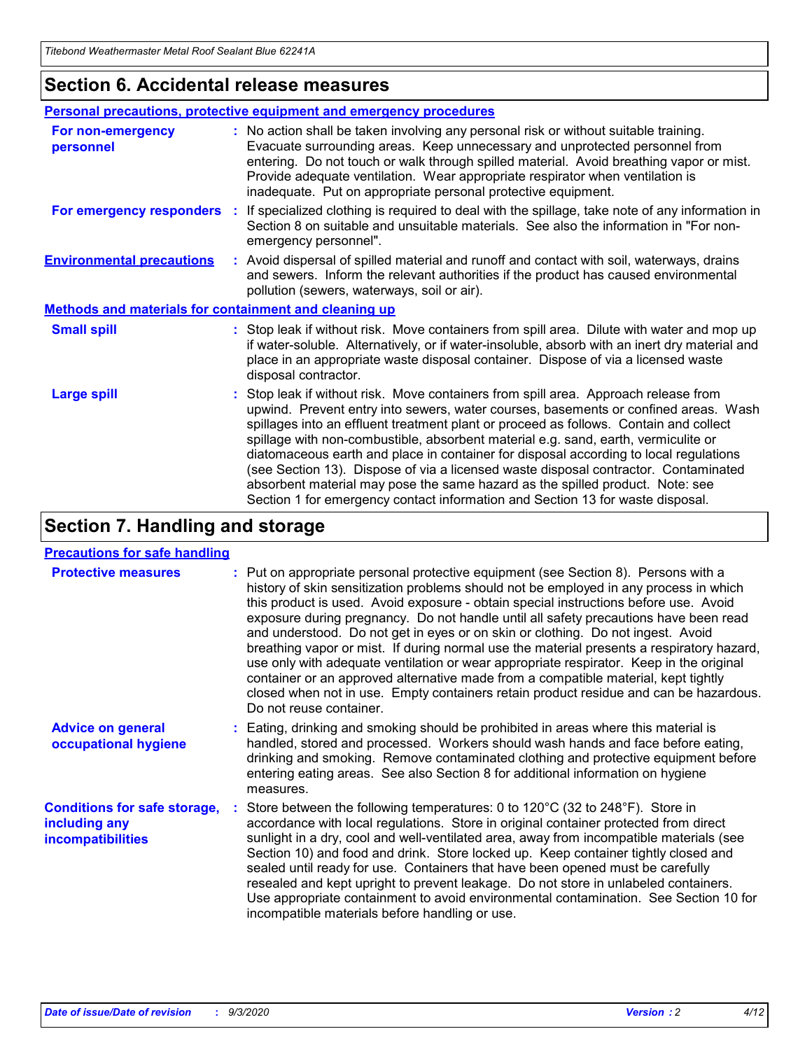## Section 6. Accidental release measures

### Personal precautions, protective equipment and emergency procedures

**For non-emergency personnel** : No action shall be taken involving any personal risk or without suitable training. Evacuate surrounding areas. Keep unnecessary and unprotected personnel from entering. Do not touch or walk through spilled material. Avoid breathing vapor or mist. Provide adequate ventilation. Wear appropriate respirator when ventilation is inadequate. Put on appropriate personal protective equipment.

**For emergency responders** : If specialized clothing is required to deal with the spillage, take note of any information in Section 8 on suitable and unsuitable materials. See also the information in "For non-emergency personnel".

**Environmental precautions** : Avoid dispersal of spilled material and runoff and contact with soil, waterways, drains and sewers. Inform the relevant authorities if the product has caused environmental pollution (sewers, waterways, soil or air).

### Methods and materials for containment and cleaning up

**Small spill** : Stop leak if without risk. Move containers from spill area. Dilute with water and mop up if water-soluble. Alternatively, or if water-insoluble, absorb with an inert dry material and place in an appropriate waste disposal container. Dispose of via a licensed waste disposal contractor.

**Large spill** : Stop leak if without risk. Move containers from spill area. Approach release from upwind. Prevent entry into sewers, water courses, basements or confined areas. Wash spillages into an effluent treatment plant or proceed as follows. Contain and collect spillage with non-combustible, absorbent material e.g. sand, earth, vermiculite or diatomaceous earth and place in container for disposal according to local regulations (see Section 13). Dispose of via a licensed waste disposal contractor. Contaminated absorbent material may pose the same hazard as the spilled product. Note: see Section 1 for emergency contact information and Section 13 for waste disposal.

## Section 7. Handling and storage

### Precautions for safe handling

**Protective measures** : Put on appropriate personal protective equipment (see Section 8). Persons with a history of skin sensitization problems should not be employed in any process in which this product is used. Avoid exposure - obtain special instructions before use. Avoid exposure during pregnancy. Do not handle until all safety precautions have been read and understood. Do not get in eyes or on skin or clothing. Do not ingest. Avoid breathing vapor or mist. If during normal use the material presents a respiratory hazard, use only with adequate ventilation or wear appropriate respirator. Keep in the original container or an approved alternative made from a compatible material, kept tightly closed when not in use. Empty containers retain product residue and can be hazardous. Do not reuse container.

**Advice on general occupational hygiene** : Eating, drinking and smoking should be prohibited in areas where this material is handled, stored and processed. Workers should wash hands and face before eating, drinking and smoking. Remove contaminated clothing and protective equipment before entering eating areas. See also Section 8 for additional information on hygiene measures.

**Conditions for safe storage, including any incompatibilities** : Store between the following temperatures: 0 to 120°C (32 to 248°F). Store in accordance with local regulations. Store in original container protected from direct sunlight in a dry, cool and well-ventilated area, away from incompatible materials (see Section 10) and food and drink. Store locked up. Keep container tightly closed and sealed until ready for use. Containers that have been opened must be carefully resealed and kept upright to prevent leakage. Do not store in unlabeled containers. Use appropriate containment to avoid environmental contamination. See Section 10 for incompatible materials before handling or use.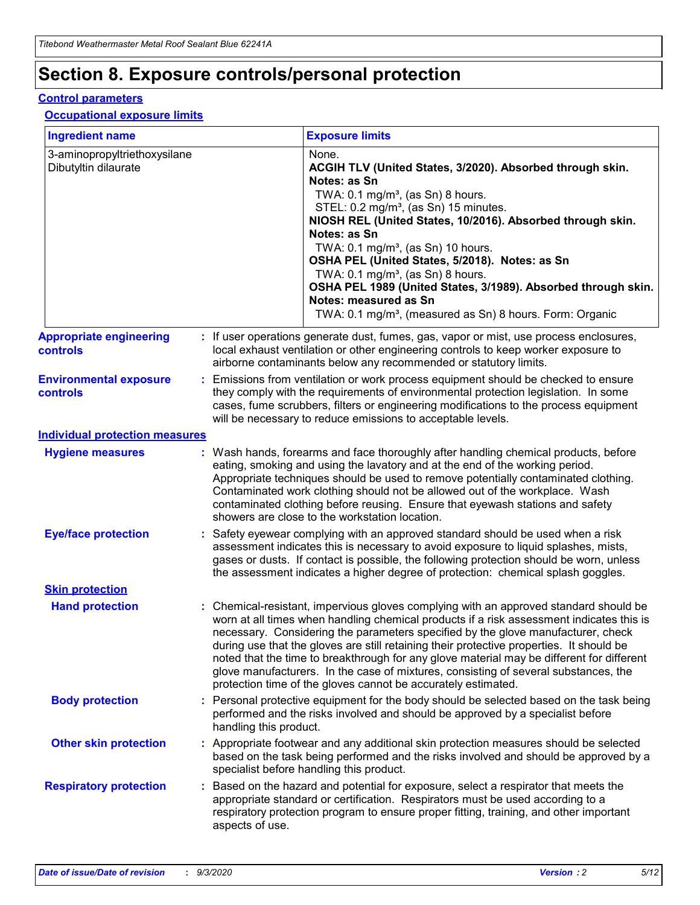# Section 8. Exposure controls/personal protection

## Control parameters

### Occupational exposure limits

| Ingredient name | Exposure limits |
| --- | --- |
| 3-aminopropyltriethoxysilane<br>Dibutyltin dilaurate | None.<br>**ACGIH TLV (United States, 3/2020). Absorbed through skin. Notes: as Sn**<br>TWA: 0.1 mg/m³, (as Sn) 8 hours.<br>STEL: 0.2 mg/m³, (as Sn) 15 minutes.<br>**NIOSH REL (United States, 10/2016). Absorbed through skin. Notes: as Sn**<br>TWA: 0.1 mg/m³, (as Sn) 10 hours.<br>**OSHA PEL (United States, 5/2018). Notes: as Sn**<br>TWA: 0.1 mg/m³, (as Sn) 8 hours.<br>**OSHA PEL 1989 (United States, 3/1989). Absorbed through skin. Notes: measured as Sn**<br>TWA: 0.1 mg/m³, (measured as Sn) 8 hours. Form: Organic |

**Appropriate engineering controls** : If user operations generate dust, fumes, gas, vapor or mist, use process enclosures, local exhaust ventilation or other engineering controls to keep worker exposure to airborne contaminants below any recommended or statutory limits.

**Environmental exposure controls** : Emissions from ventilation or work process equipment should be checked to ensure they comply with the requirements of environmental protection legislation. In some cases, fume scrubbers, filters or engineering modifications to the process equipment will be necessary to reduce emissions to acceptable levels.

## Individual protection measures

**Hygiene measures** : Wash hands, forearms and face thoroughly after handling chemical products, before eating, smoking and using the lavatory and at the end of the working period. Appropriate techniques should be used to remove potentially contaminated clothing. Contaminated work clothing should not be allowed out of the workplace. Wash contaminated clothing before reusing. Ensure that eyewash stations and safety showers are close to the workstation location.

**Eye/face protection** : Safety eyewear complying with an approved standard should be used when a risk assessment indicates this is necessary to avoid exposure to liquid splashes, mists, gases or dusts. If contact is possible, the following protection should be worn, unless the assessment indicates a higher degree of protection: chemical splash goggles.

### Skin protection

**Hand protection** : Chemical-resistant, impervious gloves complying with an approved standard should be worn at all times when handling chemical products if a risk assessment indicates this is necessary. Considering the parameters specified by the glove manufacturer, check during use that the gloves are still retaining their protective properties. It should be noted that the time to breakthrough for any glove material may be different for different glove manufacturers. In the case of mixtures, consisting of several substances, the protection time of the gloves cannot be accurately estimated.

**Body protection** : Personal protective equipment for the body should be selected based on the task being performed and the risks involved and should be approved by a specialist before handling this product.

**Other skin protection** : Appropriate footwear and any additional skin protection measures should be selected based on the task being performed and the risks involved and should be approved by a specialist before handling this product.

**Respiratory protection** : Based on the hazard and potential for exposure, select a respirator that meets the appropriate standard or certification. Respirators must be used according to a respiratory protection program to ensure proper fitting, training, and other important aspects of use.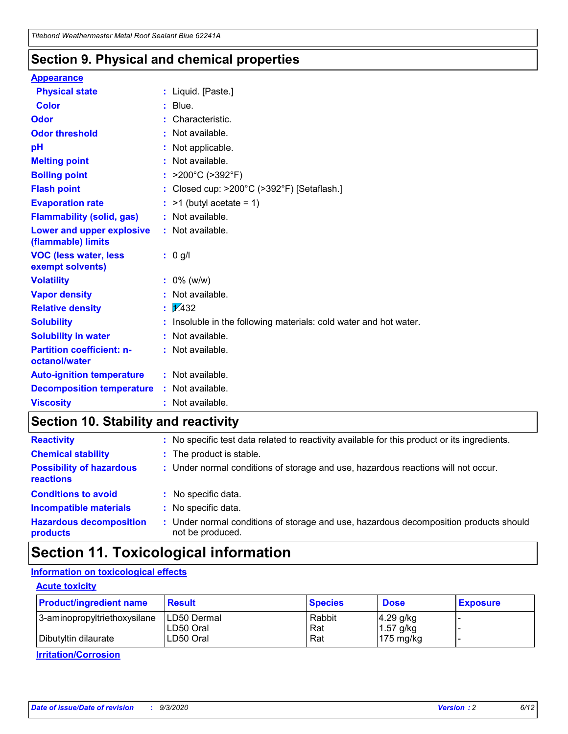## Section 9. Physical and chemical properties

**Appearance**

| | |
|---|---|
| **Physical state** | : Liquid. [Paste.] |
| **Color** | : Blue. |
| **Odor** | : Characteristic. |
| **Odor threshold** | : Not available. |
| **pH** | : Not applicable. |
| **Melting point** | : Not available. |
| **Boiling point** | : >200°C (>392°F) |
| **Flash point** | : Closed cup: >200°C (>392°F) [Setaflash.] |
| **Evaporation rate** | : >1 (butyl acetate = 1) |
| **Flammability (solid, gas)** | : Not available. |
| **Lower and upper explosive (flammable) limits** | : Not available. |
| **VOC (less water, less exempt solvents)** | : 0 g/l |
| **Volatility** | : 0% (w/w) |
| **Vapor density** | : Not available. |
| **Relative density** | : 1.432 |
| **Solubility** | : Insoluble in the following materials: cold water and hot water. |
| **Solubility in water** | : Not available. |
| **Partition coefficient: n-octanol/water** | : Not available. |
| **Auto-ignition temperature** | : Not available. |
| **Decomposition temperature** | : Not available. |
| **Viscosity** | : Not available. |

## Section 10. Stability and reactivity

| | |
|---|---|
| **Reactivity** | : No specific test data related to reactivity available for this product or its ingredients. |
| **Chemical stability** | : The product is stable. |
| **Possibility of hazardous reactions** | : Under normal conditions of storage and use, hazardous reactions will not occur. |
| **Conditions to avoid** | : No specific data. |
| **Incompatible materials** | : No specific data. |
| **Hazardous decomposition products** | : Under normal conditions of storage and use, hazardous decomposition products should not be produced. |

## Section 11. Toxicological information

**Information on toxicological effects**

**Acute toxicity**

| Product/ingredient name | Result | Species | Dose | Exposure |
|---|---|---|---|---|
| 3-aminopropyltriethoxysilane | LD50 Dermal | Rabbit | 4.29 g/kg | - |
| | LD50 Oral | Rat | 1.57 g/kg | - |
| Dibutyltin dilaurate | LD50 Oral | Rat | 175 mg/kg | - |

**Irritation/Corrosion**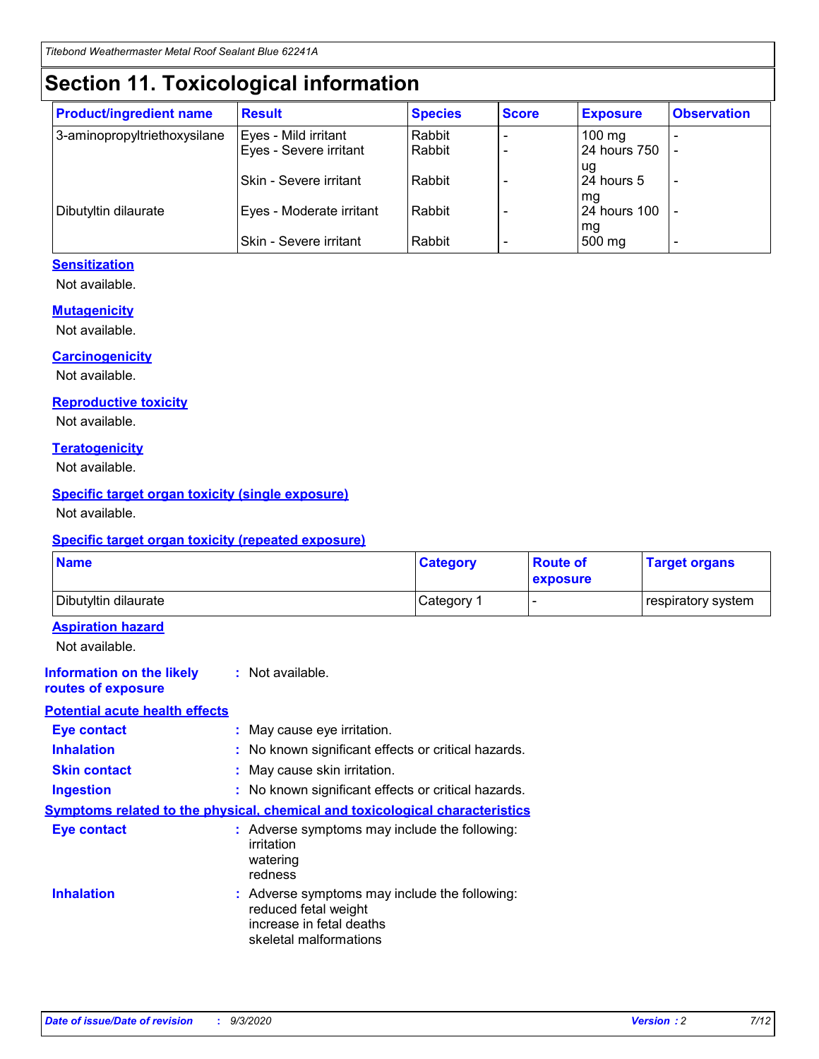# Section 11. Toxicological information

| Product/ingredient name | Result | Species | Score | Exposure | Observation |
|---|---|---|---|---|---|
| 3-aminopropyltriethoxysilane | Eyes - Mild irritant | Rabbit | - | 100 mg | - |
| | Eyes - Severe irritant | Rabbit | - | 24 hours 750 ug | - |
| | Skin - Severe irritant | Rabbit | - | 24 hours 5 mg | - |
| Dibutyltin dilaurate | Eyes - Moderate irritant | Rabbit | - | 24 hours 100 mg | - |
| | Skin - Severe irritant | Rabbit | - | 500 mg | - |

### Sensitization

Not available.

### Mutagenicity

Not available.

### Carcinogenicity

Not available.

### Reproductive toxicity

Not available.

### Teratogenicity

Not available.

### Specific target organ toxicity (single exposure)

Not available.

### Specific target organ toxicity (repeated exposure)

| Name | Category | Route of exposure | Target organs |
|---|---|---|---|
| Dibutyltin dilaurate | Category 1 | - | respiratory system |

### Aspiration hazard

Not available.

**Information on the likely routes of exposure** : Not available.

### Potential acute health effects

**Eye contact** : May cause eye irritation.

**Inhalation** : No known significant effects or critical hazards.

**Skin contact** : May cause skin irritation.

**Ingestion** : No known significant effects or critical hazards.

### Symptoms related to the physical, chemical and toxicological characteristics

**Eye contact** : Adverse symptoms may include the following:
irritation
watering
redness

**Inhalation** : Adverse symptoms may include the following:
reduced fetal weight
increase in fetal deaths
skeletal malformations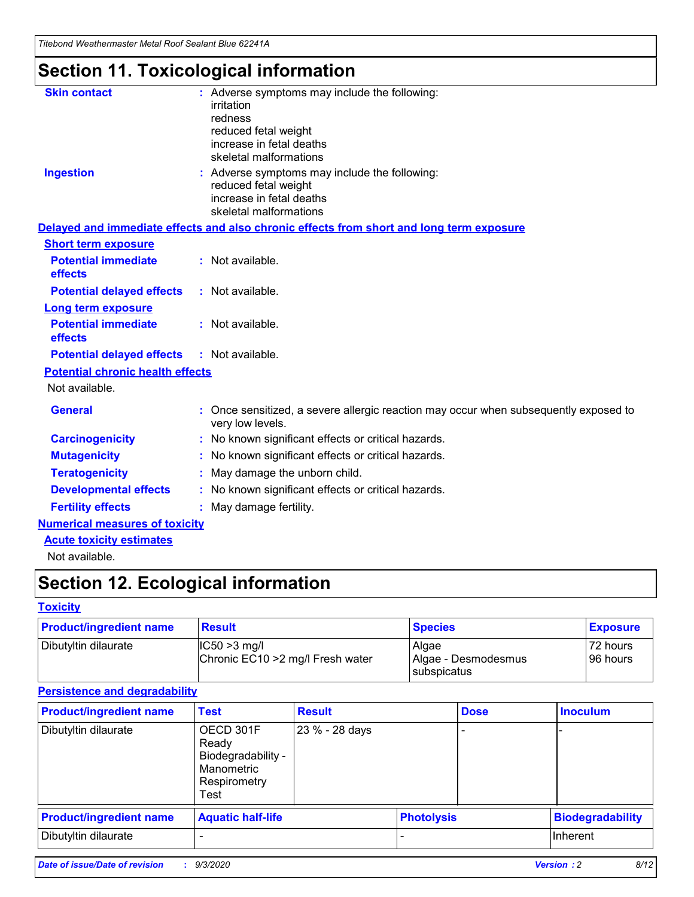# Section 11. Toxicological information

**Skin contact** : Adverse symptoms may include the following:
irritation
redness
reduced fetal weight
increase in fetal deaths
skeletal malformations

**Ingestion** : Adverse symptoms may include the following:
reduced fetal weight
increase in fetal deaths
skeletal malformations

**Delayed and immediate effects and also chronic effects from short and long term exposure**

**Short term exposure**

**Potential immediate effects** : Not available.

**Potential delayed effects** : Not available.

**Long term exposure**

**Potential immediate effects** : Not available.

**Potential delayed effects** : Not available.

**Potential chronic health effects**

Not available.

**General** : Once sensitized, a severe allergic reaction may occur when subsequently exposed to very low levels.

**Carcinogenicity** : No known significant effects or critical hazards.

**Mutagenicity** : No known significant effects or critical hazards.

**Teratogenicity** : May damage the unborn child.

**Developmental effects** : No known significant effects or critical hazards.

**Fertility effects** : May damage fertility.

**Numerical measures of toxicity**

**Acute toxicity estimates**

Not available.

# Section 12. Ecological information

**Toxicity**

| Product/ingredient name | Result | Species | Exposure |
|---|---|---|---|
| Dibutyltin dilaurate | IC50 >3 mg/l<br>Chronic EC10 >2 mg/l Fresh water | Algae<br>Algae - Desmodesmus subspicatus | 72 hours<br>96 hours |

**Persistence and degradability**

| Product/ingredient name | Test | Result | Dose | Inoculum |
|---|---|---|---|---|
| Dibutyltin dilaurate | OECD 301F Ready Biodegradability - Manometric Respirometry Test | 23 % - 28 days | - | - |

| Product/ingredient name | Aquatic half-life | Photolysis | Biodegradability |
|---|---|---|---|
| Dibutyltin dilaurate | - | - | Inherent |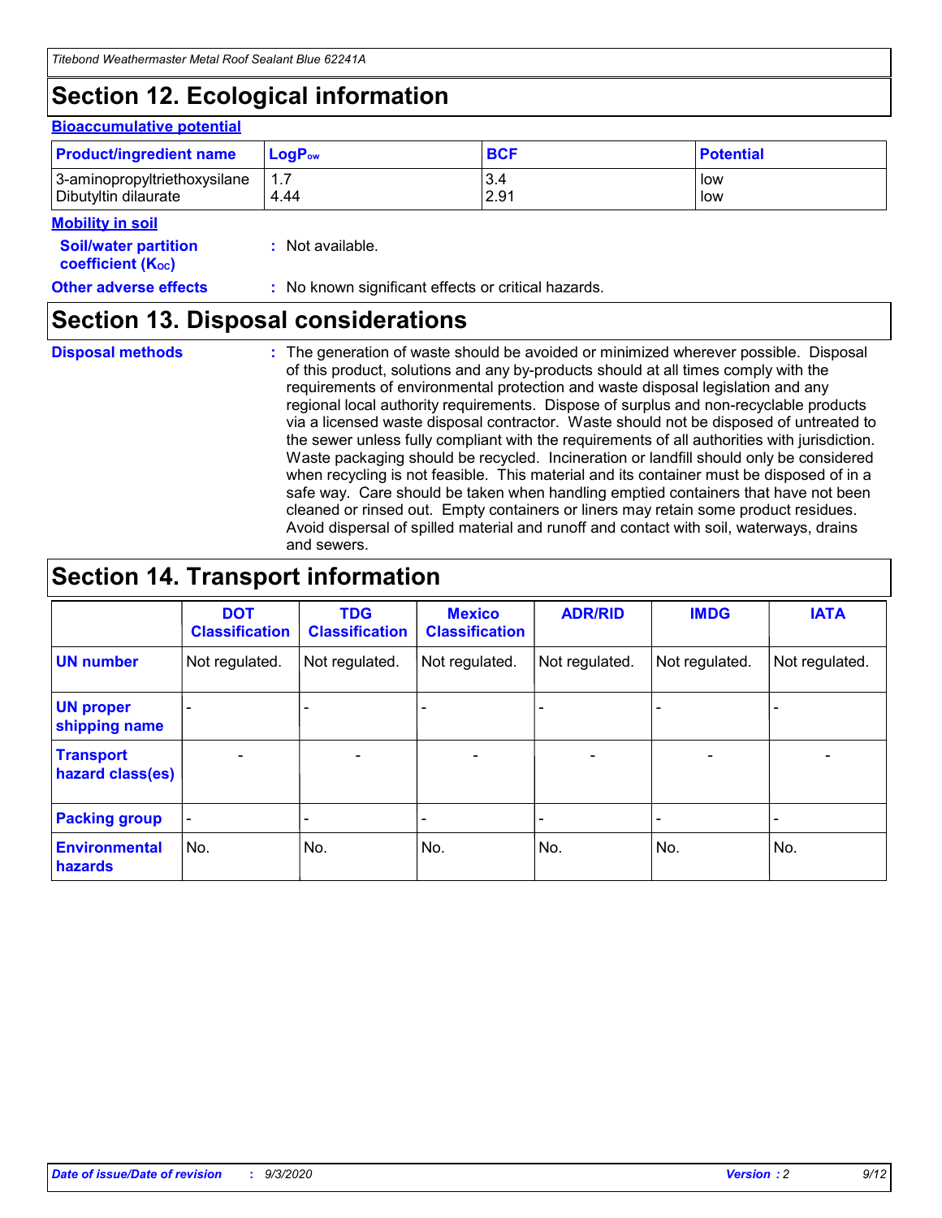# Section 12. Ecological information

### Bioaccumulative potential

| Product/ingredient name | $LogP_{ow}$ | BCF | Potential |
|---|---|---|---|
| 3-aminopropyltriethoxysilane | 1.7 | 3.4 | low |
| Dibutyltin dilaurate | 4.44 | 2.91 | low |

### Mobility in soil

**Soil/water partition coefficient ($K_{OC}$)** : Not available.

**Other adverse effects** : No known significant effects or critical hazards.

# Section 13. Disposal considerations

**Disposal methods** : The generation of waste should be avoided or minimized wherever possible. Disposal of this product, solutions and any by-products should at all times comply with the requirements of environmental protection and waste disposal legislation and any regional local authority requirements. Dispose of surplus and non-recyclable products via a licensed waste disposal contractor. Waste should not be disposed of untreated to the sewer unless fully compliant with the requirements of all authorities with jurisdiction. Waste packaging should be recycled. Incineration or landfill should only be considered when recycling is not feasible. This material and its container must be disposed of in a safe way. Care should be taken when handling emptied containers that have not been cleaned or rinsed out. Empty containers or liners may retain some product residues. Avoid dispersal of spilled material and runoff and contact with soil, waterways, drains and sewers.

# Section 14. Transport information

| | DOT Classification | TDG Classification | Mexico Classification | ADR/RID | IMDG | IATA |
|---|---|---|---|---|---|---|
| **UN number** | Not regulated. | Not regulated. | Not regulated. | Not regulated. | Not regulated. | Not regulated. |
| **UN proper shipping name** | - | - | - | - | - | - |
| **Transport hazard class(es)** | - | - | - | - | - | - |
| **Packing group** | - | - | - | - | - | - |
| **Environmental hazards** | No. | No. | No. | No. | No. | No. |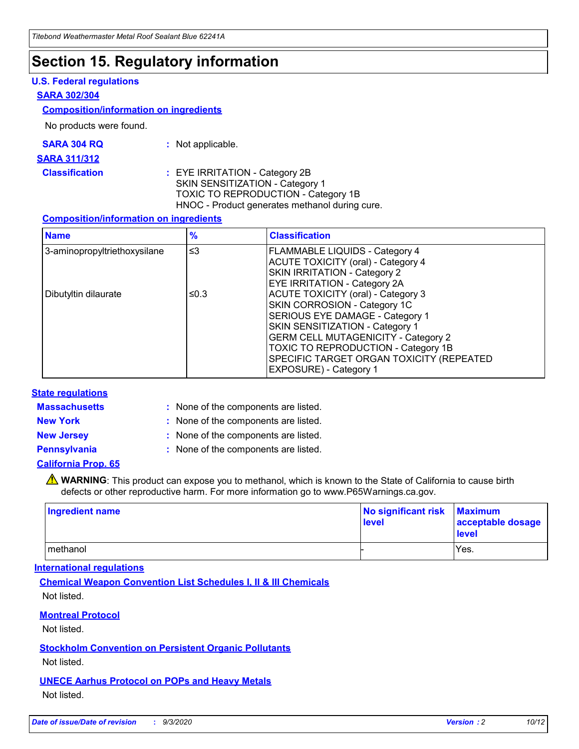# Section 15. Regulatory information

## U.S. Federal regulations

### SARA 302/304

#### Composition/information on ingredients

No products were found.

**SARA 304 RQ** : Not applicable.

### SARA 311/312

**Classification** : EYE IRRITATION - Category 2B
SKIN SENSITIZATION - Category 1
TOXIC TO REPRODUCTION - Category 1B
HNOC - Product generates methanol during cure.

#### Composition/information on ingredients

| Name | % | Classification |
|---|---|---|
| 3-aminopropyltriethoxysilane | ≤3 | FLAMMABLE LIQUIDS - Category 4<br>ACUTE TOXICITY (oral) - Category 4<br>SKIN IRRITATION - Category 2<br>EYE IRRITATION - Category 2A |
| Dibutyltin dilaurate | ≤0.3 | ACUTE TOXICITY (oral) - Category 3<br>SKIN CORROSION - Category 1C<br>SERIOUS EYE DAMAGE - Category 1<br>SKIN SENSITIZATION - Category 1<br>GERM CELL MUTAGENICITY - Category 2<br>TOXIC TO REPRODUCTION - Category 1B<br>SPECIFIC TARGET ORGAN TOXICITY (REPEATED EXPOSURE) - Category 1 |

## State regulations

**Massachusetts** : None of the components are listed.

**New York** : None of the components are listed.

**New Jersey** : None of the components are listed.

**Pennsylvania** : None of the components are listed.

### California Prop. 65

⚠ **WARNING**: This product can expose you to methanol, which is known to the State of California to cause birth defects or other reproductive harm. For more information go to www.P65Warnings.ca.gov.

| Ingredient name | No significant risk level | Maximum acceptable dosage level |
|---|---|---|
| methanol | - | Yes. |

## International regulations

### Chemical Weapon Convention List Schedules I, II & III Chemicals

Not listed.

### Montreal Protocol

Not listed.

### Stockholm Convention on Persistent Organic Pollutants

Not listed.

### UNECE Aarhus Protocol on POPs and Heavy Metals

Not listed.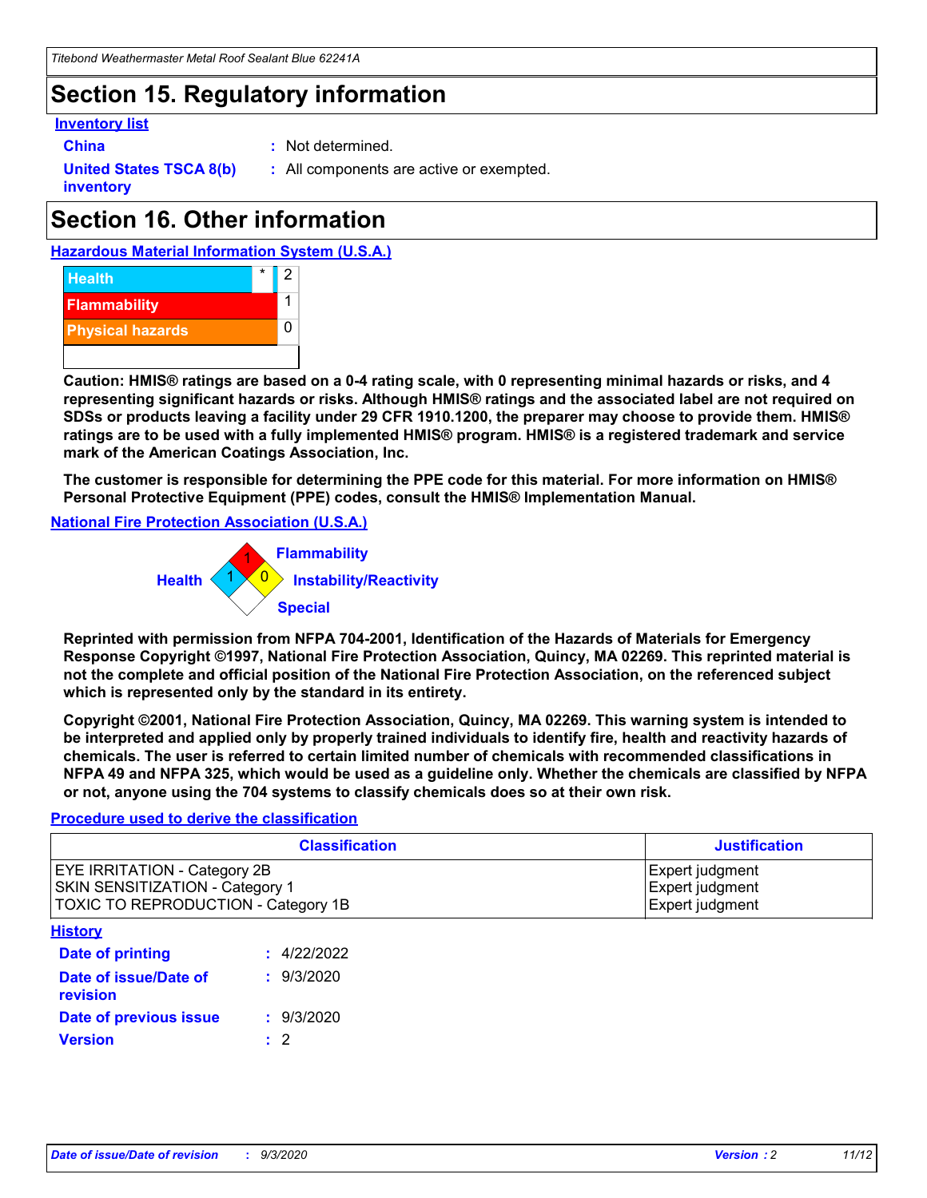# Section 15. Regulatory information

**Inventory list**

**China** : Not determined.

**United States TSCA 8(b) inventory** : All components are active or exempted.

# Section 16. Other information

**Hazardous Material Information System (U.S.A.)**

| | | |
|---|---|---|
| Health | * | 2 |
| Flammability | | 1 |
| Physical hazards | | 0 |

**Caution: HMIS® ratings are based on a 0-4 rating scale, with 0 representing minimal hazards or risks, and 4 representing significant hazards or risks. Although HMIS® ratings and the associated label are not required on SDSs or products leaving a facility under 29 CFR 1910.1200, the preparer may choose to provide them. HMIS® ratings are to be used with a fully implemented HMIS® program. HMIS® is a registered trademark and service mark of the American Coatings Association, Inc.**

**The customer is responsible for determining the PPE code for this material. For more information on HMIS® Personal Protective Equipment (PPE) codes, consult the HMIS® Implementation Manual.**

**National Fire Protection Association (U.S.A.)**

Flammability: 1
Health: 1
Instability/Reactivity: 0
Special:

**Reprinted with permission from NFPA 704-2001, Identification of the Hazards of Materials for Emergency Response Copyright ©1997, National Fire Protection Association, Quincy, MA 02269. This reprinted material is not the complete and official position of the National Fire Protection Association, on the referenced subject which is represented only by the standard in its entirety.**

**Copyright ©2001, National Fire Protection Association, Quincy, MA 02269. This warning system is intended to be interpreted and applied only by properly trained individuals to identify fire, health and reactivity hazards of chemicals. The user is referred to certain limited number of chemicals with recommended classifications in NFPA 49 and NFPA 325, which would be used as a guideline only. Whether the chemicals are classified by NFPA or not, anyone using the 704 systems to classify chemicals does so at their own risk.**

**Procedure used to derive the classification**

| Classification | Justification |
|---|---|
| EYE IRRITATION - Category 2B | Expert judgment |
| SKIN SENSITIZATION - Category 1 | Expert judgment |
| TOXIC TO REPRODUCTION - Category 1B | Expert judgment |

**History**

**Date of printing** : 4/22/2022

**Date of issue/Date of revision** : 9/3/2020

**Date of previous issue** : 9/3/2020

**Version** : 2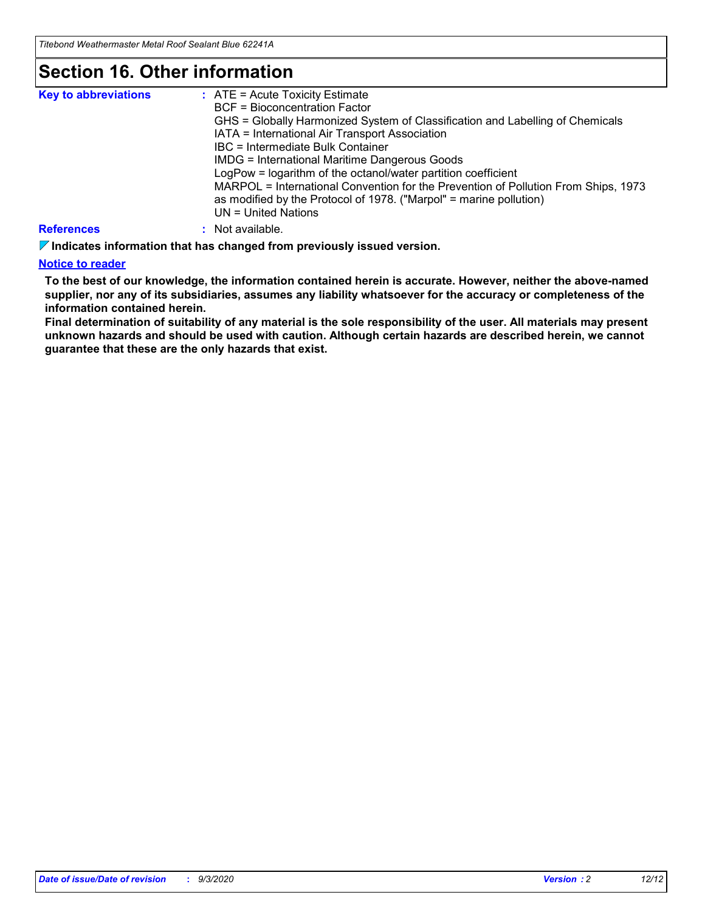# Section 16. Other information

**Key to abbreviations** : ATE = Acute Toxicity Estimate
BCF = Bioconcentration Factor
GHS = Globally Harmonized System of Classification and Labelling of Chemicals
IATA = International Air Transport Association
IBC = Intermediate Bulk Container
IMDG = International Maritime Dangerous Goods
LogPow = logarithm of the octanol/water partition coefficient
MARPOL = International Convention for the Prevention of Pollution From Ships, 1973 as modified by the Protocol of 1978. ("Marpol" = marine pollution)
UN = United Nations

**References** : Not available.

**Indicates information that has changed from previously issued version.**

**Notice to reader**

**To the best of our knowledge, the information contained herein is accurate. However, neither the above-named supplier, nor any of its subsidiaries, assumes any liability whatsoever for the accuracy or completeness of the information contained herein.**

**Final determination of suitability of any material is the sole responsibility of the user. All materials may present unknown hazards and should be used with caution. Although certain hazards are described herein, we cannot guarantee that these are the only hazards that exist.**